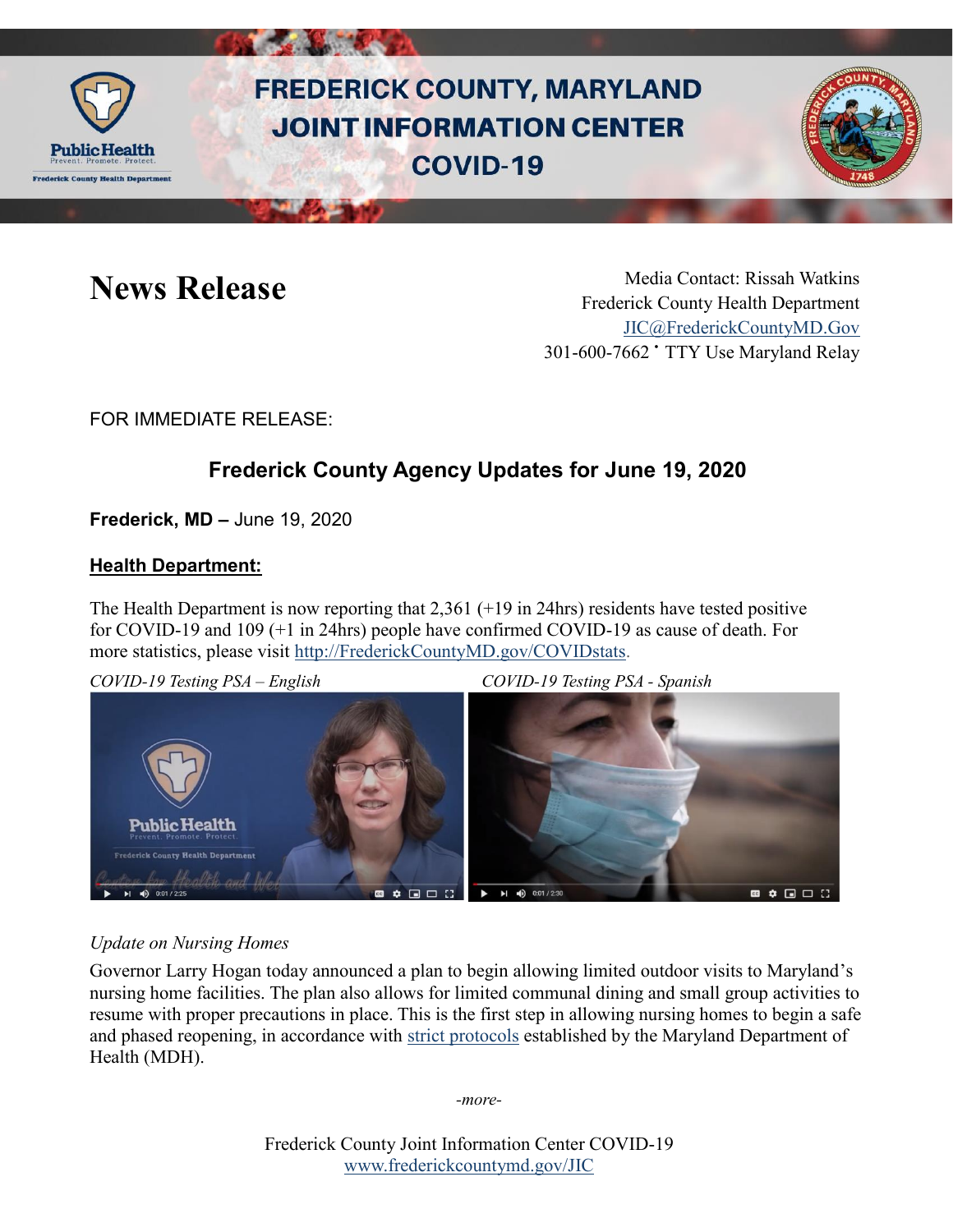# FREDERICK COUNTY, MARYLAND JOINT INFORMATION CENTER COVID-19

# News Release

Media Contact: Rissah Watkins
Frederick County Health Department
JIC@FrederickCountyMD.Gov
301-600-7662 • TTY Use Maryland Relay

FOR IMMEDIATE RELEASE:

## Frederick County Agency Updates for June 19, 2020

**Frederick, MD –** June 19, 2020

### Health Department:

The Health Department is now reporting that 2,361 (+19 in 24hrs) residents have tested positive for COVID-19 and 109 (+1 in 24hrs) people have confirmed COVID-19 as cause of death. For more statistics, please visit http://FrederickCountyMD.gov/COVIDstats.

*COVID-19 Testing PSA – English*

*COVID-19 Testing PSA - Spanish*

*Update on Nursing Homes*

Governor Larry Hogan today announced a plan to begin allowing limited outdoor visits to Maryland's nursing home facilities. The plan also allows for limited communal dining and small group activities to resume with proper precautions in place. This is the first step in allowing nursing homes to begin a safe and phased reopening, in accordance with strict protocols established by the Maryland Department of Health (MDH).

*-more-*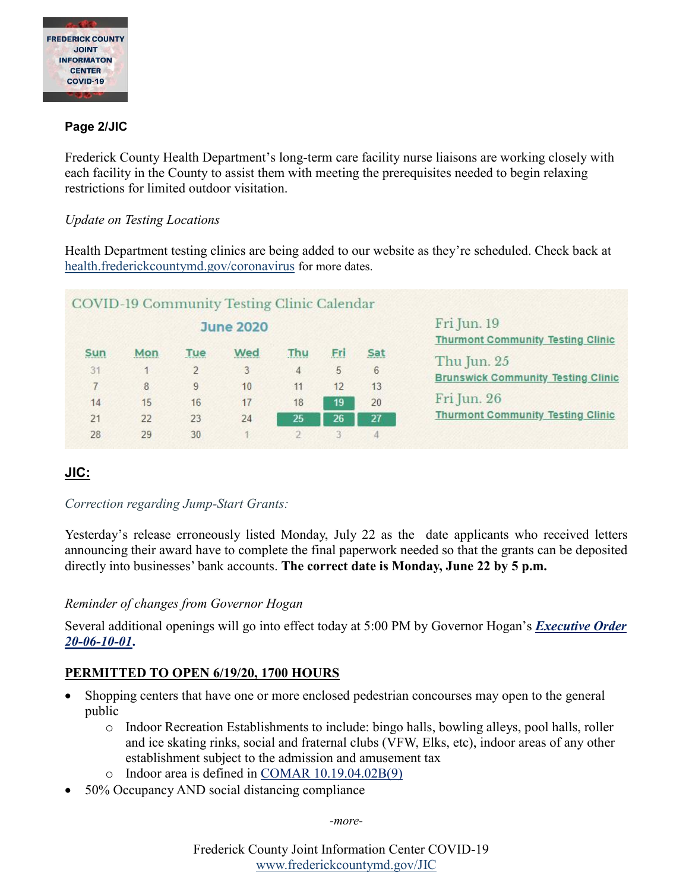**Page 2/JIC**

Frederick County Health Department's long-term care facility nurse liaisons are working closely with each facility in the County to assist them with meeting the prerequisites needed to begin relaxing restrictions for limited outdoor visitation.

*Update on Testing Locations*

Health Department testing clinics are being added to our website as they're scheduled. Check back at [health.frederickcountymd.gov/coronavirus](health.frederickcountymd.gov/coronavirus) for more dates.

COVID-19 Community Testing Clinic Calendar

June 2020

| Sun | Mon | Tue | Wed | Thu | Fri | Sat |
|---|---|---|---|---|---|---|
| 31 | 1 | 2 | 3 | 4 | 5 | 6 |
| 7 | 8 | 9 | 10 | 11 | 12 | 13 |
| 14 | 15 | 16 | 17 | 18 | 19 | 20 |
| 21 | 22 | 23 | 24 | 25 | 26 | 27 |
| 28 | 29 | 30 | 1 | 2 | 3 | 4 |

Fri Jun. 19
Thurmont Community Testing Clinic

Thu Jun. 25
Brunswick Community Testing Clinic

Fri Jun. 26
Thurmont Community Testing Clinic

## JIC:

*Correction regarding Jump-Start Grants:*

Yesterday's release erroneously listed Monday, July 22 as the date applicants who received letters announcing their award have to complete the final paperwork needed so that the grants can be deposited directly into businesses' bank accounts. **The correct date is Monday, June 22 by 5 p.m.**

*Reminder of changes from Governor Hogan*

Several additional openings will go into effect today at 5:00 PM by Governor Hogan's ***Executive Order 20-06-10-01***.

**PERMITTED TO OPEN 6/19/20, 1700 HOURS**

- Shopping centers that have one or more enclosed pedestrian concourses may open to the general public
    - Indoor Recreation Establishments to include: bingo halls, bowling alleys, pool halls, roller and ice skating rinks, social and fraternal clubs (VFW, Elks, etc), indoor areas of any other establishment subject to the admission and amusement tax
    - Indoor area is defined in COMAR 10.19.04.02B(9)
- 50% Occupancy AND social distancing compliance

*-more-*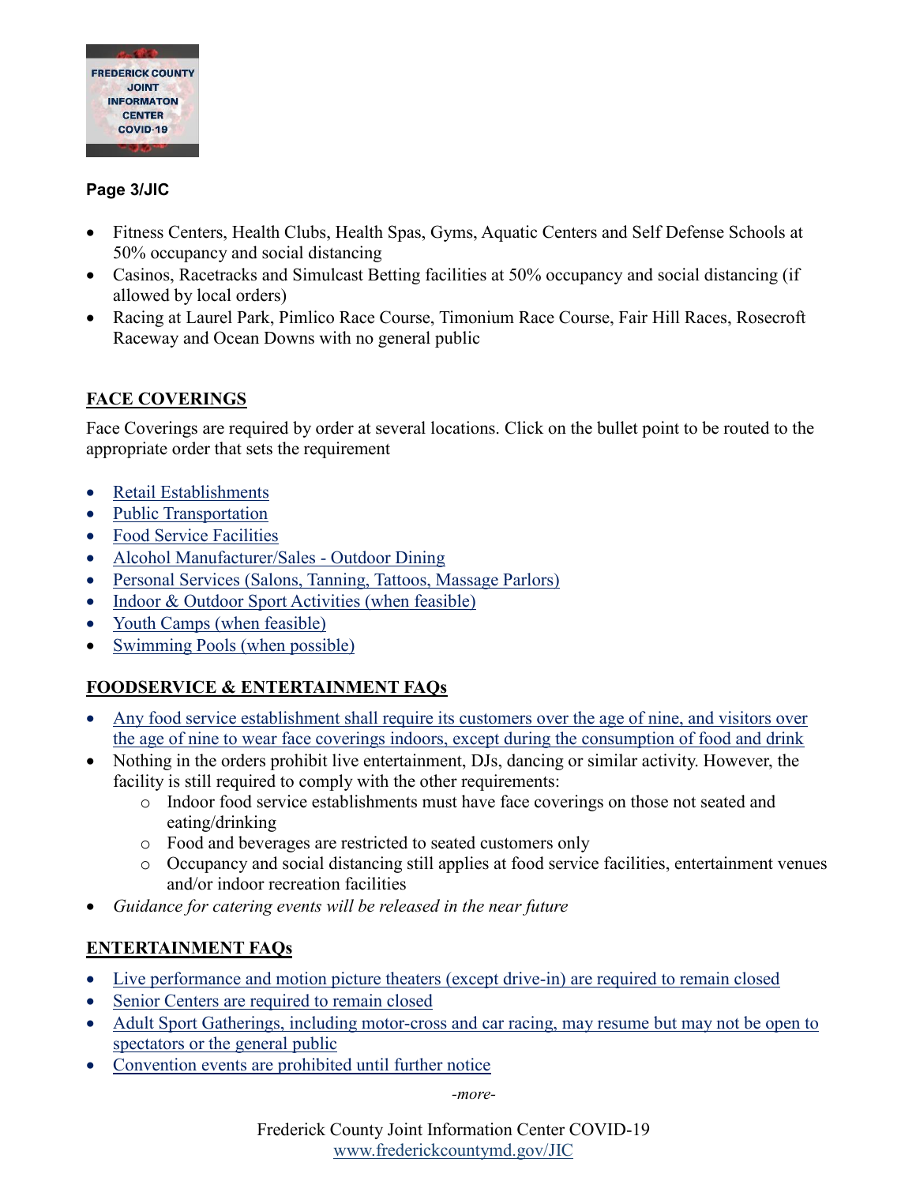**Page 3/JIC**

- Fitness Centers, Health Clubs, Health Spas, Gyms, Aquatic Centers and Self Defense Schools at 50% occupancy and social distancing
- Casinos, Racetracks and Simulcast Betting facilities at 50% occupancy and social distancing (if allowed by local orders)
- Racing at Laurel Park, Pimlico Race Course, Timonium Race Course, Fair Hill Races, Rosecroft Raceway and Ocean Downs with no general public

## FACE COVERINGS

Face Coverings are required by order at several locations. Click on the bullet point to be routed to the appropriate order that sets the requirement

- Retail Establishments
- Public Transportation
- Food Service Facilities
- Alcohol Manufacturer/Sales - Outdoor Dining
- Personal Services (Salons, Tanning, Tattoos, Massage Parlors)
- Indoor & Outdoor Sport Activities (when feasible)
- Youth Camps (when feasible)
- Swimming Pools (when possible)

## FOODSERVICE & ENTERTAINMENT FAQs

- Any food service establishment shall require its customers over the age of nine, and visitors over the age of nine to wear face coverings indoors, except during the consumption of food and drink
- Nothing in the orders prohibit live entertainment, DJs, dancing or similar activity. However, the facility is still required to comply with the other requirements:
  - Indoor food service establishments must have face coverings on those not seated and eating/drinking
  - Food and beverages are restricted to seated customers only
  - Occupancy and social distancing still applies at food service facilities, entertainment venues and/or indoor recreation facilities
- *Guidance for catering events will be released in the near future*

## ENTERTAINMENT FAQs

- Live performance and motion picture theaters (except drive-in) are required to remain closed
- Senior Centers are required to remain closed
- Adult Sport Gatherings, including motor-cross and car racing, may resume but may not be open to spectators or the general public
- Convention events are prohibited until further notice

*-more-*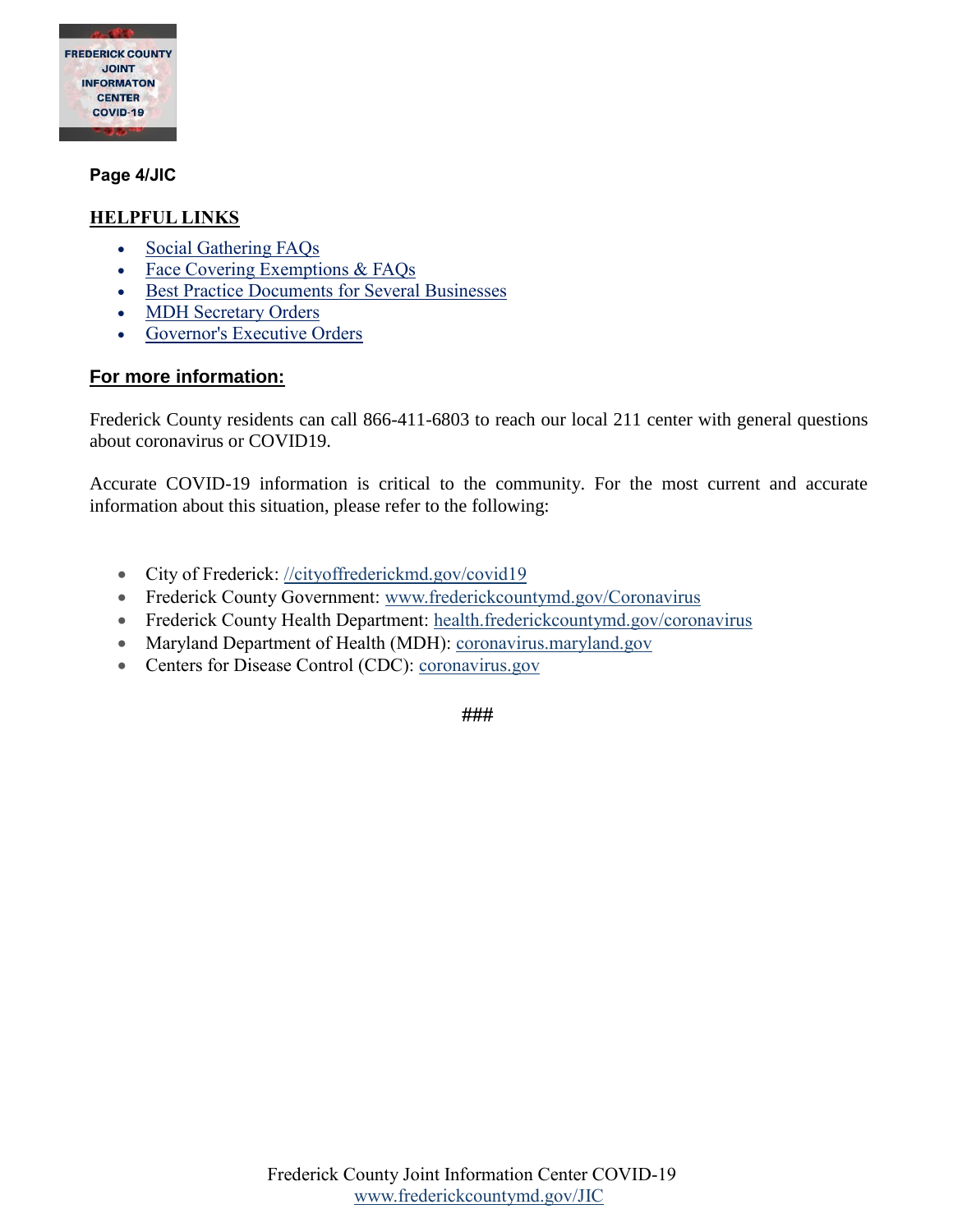Page 4/JIC

## HELPFUL LINKS

- Social Gathering FAQs
- Face Covering Exemptions & FAQs
- Best Practice Documents for Several Businesses
- MDH Secretary Orders
- Governor's Executive Orders

## For more information:

Frederick County residents can call 866-411-6803 to reach our local 211 center with general questions about coronavirus or COVID19.

Accurate COVID-19 information is critical to the community. For the most current and accurate information about this situation, please refer to the following:

- City of Frederick: //cityoffrederickmd.gov/covid19
- Frederick County Government: www.frederickcountymd.gov/Coronavirus
- Frederick County Health Department: health.frederickcountymd.gov/coronavirus
- Maryland Department of Health (MDH): coronavirus.maryland.gov
- Centers for Disease Control (CDC): coronavirus.gov

###